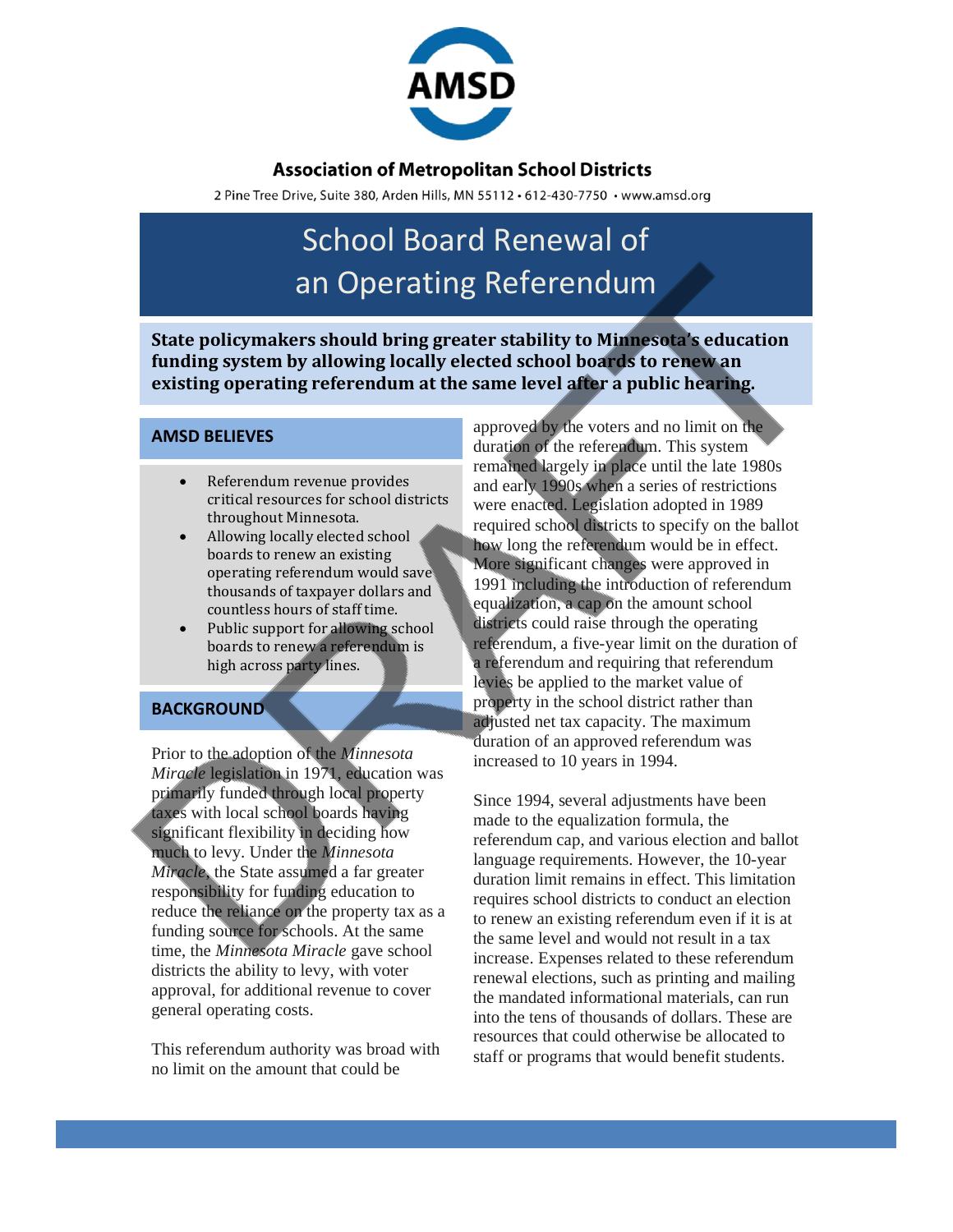**AMSD**

**Association of Metropolitan School Districts**

2 Pine Tree Drive, Suite 380, Arden Hills, MN 55112 • 612-430-7750 • www.amsd.org

# School Board Renewal of an Operating Referendum

**State policymakers should bring greater stability to Minnesota's education funding system by allowing locally elected school boards to renew an existing operating referendum at the same level after a public hearing.**

## AMSD BELIEVES

- Referendum revenue provides critical resources for school districts throughout Minnesota.
- Allowing locally elected school boards to renew an existing operating referendum would save thousands of taxpayer dollars and countless hours of staff time.
- Public support for allowing school boards to renew a referendum is high across party lines.

## BACKGROUND

Prior to the adoption of the *Minnesota Miracle* legislation in 1971, education was primarily funded through local property taxes with local school boards having significant flexibility in deciding how much to levy. Under the *Minnesota Miracle*, the State assumed a far greater responsibility for funding education to reduce the reliance on the property tax as a funding source for schools. At the same time, the *Minnesota Miracle* gave school districts the ability to levy, with voter approval, for additional revenue to cover general operating costs.

This referendum authority was broad with no limit on the amount that could be approved by the voters and no limit on the duration of the referendum. This system remained largely in place until the late 1980s and early 1990s when a series of restrictions were enacted. Legislation adopted in 1989 required school districts to specify on the ballot how long the referendum would be in effect. More significant changes were approved in 1991 including the introduction of referendum equalization, a cap on the amount school districts could raise through the operating referendum, a five-year limit on the duration of a referendum and requiring that referendum levies be applied to the market value of property in the school district rather than adjusted net tax capacity. The maximum duration of an approved referendum was increased to 10 years in 1994.

Since 1994, several adjustments have been made to the equalization formula, the referendum cap, and various election and ballot language requirements. However, the 10-year duration limit remains in effect. This limitation requires school districts to conduct an election to renew an existing referendum even if it is at the same level and would not result in a tax increase. Expenses related to these referendum renewal elections, such as printing and mailing the mandated informational materials, can run into the tens of thousands of dollars. These are resources that could otherwise be allocated to staff or programs that would benefit students.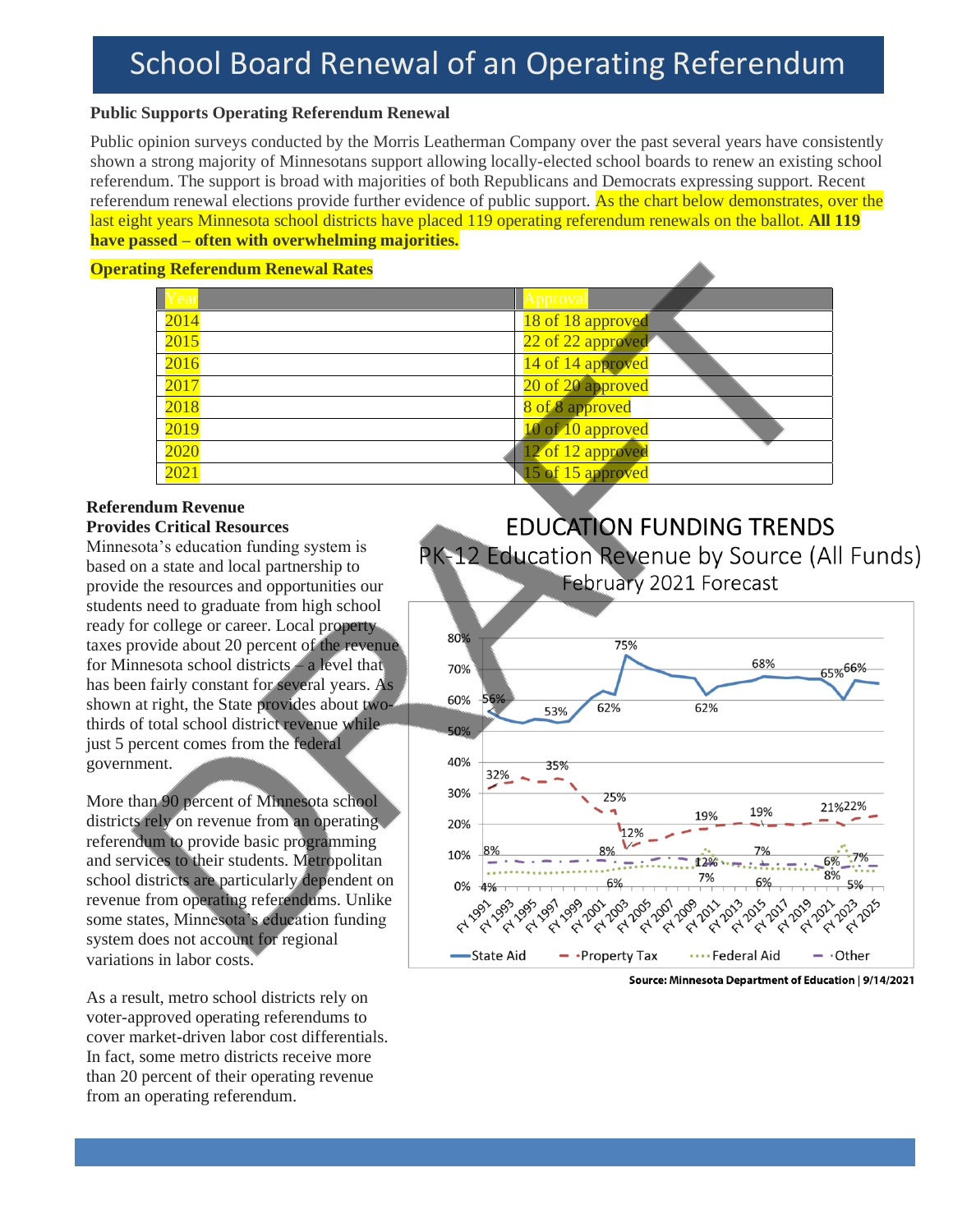# School Board Renewal of an Operating Referendum

**Public Supports Operating Referendum Renewal**

Public opinion surveys conducted by the Morris Leatherman Company over the past several years have consistently shown a strong majority of Minnesotans support allowing locally-elected school boards to renew an existing school referendum. The support is broad with majorities of both Republicans and Democrats expressing support. Recent referendum renewal elections provide further evidence of public support. As the chart below demonstrates, over the last eight years Minnesota school districts have placed 119 operating referendum renewals on the ballot. **All 119 have passed – often with overwhelming majorities.**

**Operating Referendum Renewal Rates**

| Year | Approval |
|---|---|
| 2014 | 18 of 18 approved |
| 2015 | 22 of 22 approved |
| 2016 | 14 of 14 approved |
| 2017 | 20 of 20 approved |
| 2018 | 8 of 8 approved |
| 2019 | 10 of 10 approved |
| 2020 | 12 of 12 approved |
| 2021 | 15 of 15 approved |

**Referendum Revenue Provides Critical Resources**

Minnesota's education funding system is based on a state and local partnership to provide the resources and opportunities our students need to graduate from high school ready for college or career. Local property taxes provide about 20 percent of the revenue for Minnesota school districts – a level that has been fairly constant for several years. As shown at right, the State provides about two-thirds of total school district revenue while just 5 percent comes from the federal government.

More than 90 percent of Minnesota school districts rely on revenue from an operating referendum to provide basic programming and services to their students. Metropolitan school districts are particularly dependent on revenue from operating referendums. Unlike some states, Minnesota's education funding system does not account for regional variations in labor costs.

As a result, metro school districts rely on voter-approved operating referendums to cover market-driven labor cost differentials. In fact, some metro districts receive more than 20 percent of their operating revenue from an operating referendum.

EDUCATION FUNDING TRENDS
PK-12 Education Revenue by Source (All Funds)
February 2021 Forecast

80%
70%
60%
50%
40%
30%
20%
10%
0%

56% 53% 62% 75% 62% 68% 65% 66%
32% 35% 25% 12% 19% 19% 21% 22%
8% 8% 12% 7% 6% 7%
4% 6% 7% 6% 8% 5%

FY 1991 FY 1993 FY 1995 FY 1997 FY 1999 FY 2001 FY 2003 FY 2005 FY 2007 FY 2009 FY 2011 FY 2013 FY 2015 FY 2017 FY 2019 FY 2021 FY 2023 FY 2025

State Aid, Property Tax, Federal Aid, Other

Source: Minnesota Department of Education | 9/14/2021